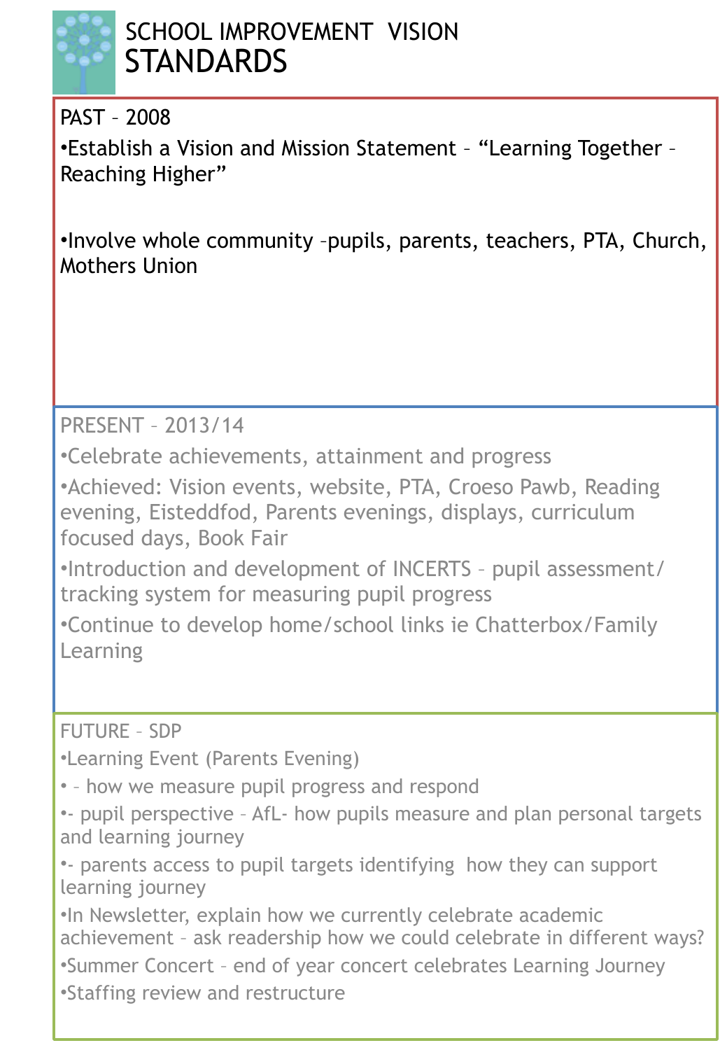# SCHOOL IMPROVEMENT VISION
## STANDARDS

### PAST – 2008

- Establish a Vision and Mission Statement – “Learning Together – Reaching Higher”
- Involve whole community –pupils, parents, teachers, PTA, Church, Mothers Union

### PRESENT – 2013/14

- Celebrate achievements, attainment and progress
- Achieved: Vision events, website, PTA, Croeso Pawb, Reading evening, Eisteddfod, Parents evenings, displays, curriculum focused days, Book Fair
- Introduction and development of INCERTS – pupil assessment/ tracking system for measuring pupil progress
- Continue to develop home/school links ie Chatterbox/Family Learning

### FUTURE – SDP

- Learning Event (Parents Evening)
- – how we measure pupil progress and respond
- - pupil perspective – AfL- how pupils measure and plan personal targets and learning journey
- - parents access to pupil targets identifying how they can support learning journey
- In Newsletter, explain how we currently celebrate academic achievement – ask readership how we could celebrate in different ways?
- Summer Concert – end of year concert celebrates Learning Journey
- Staffing review and restructure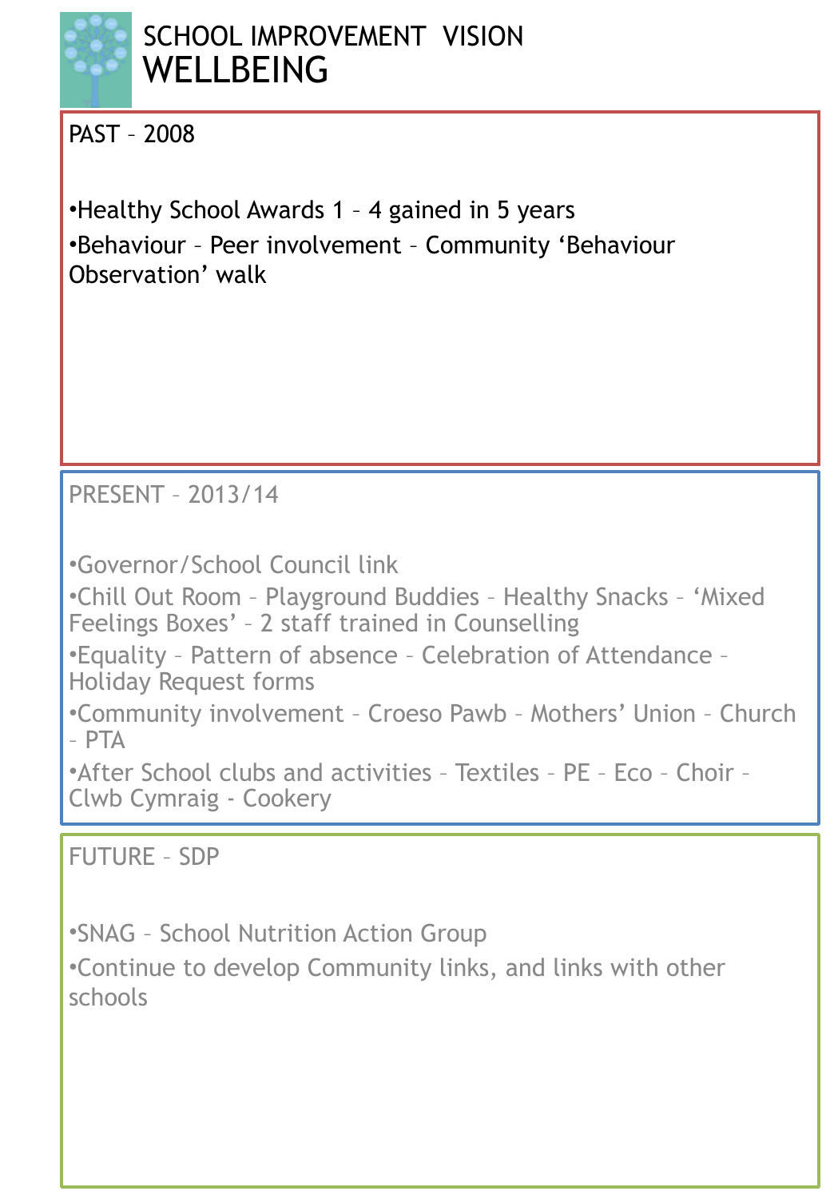# SCHOOL IMPROVEMENT VISION
## WELLBEING

### PAST – 2008

- Healthy School Awards 1 – 4 gained in 5 years
- Behaviour – Peer involvement – Community 'Behaviour Observation' walk

### PRESENT – 2013/14

- Governor/School Council link
- Chill Out Room – Playground Buddies – Healthy Snacks – 'Mixed Feelings Boxes' – 2 staff trained in Counselling
- Equality – Pattern of absence – Celebration of Attendance – Holiday Request forms
- Community involvement – Croeso Pawb – Mothers' Union – Church – PTA
- After School clubs and activities – Textiles – PE – Eco – Choir – Clwb Cymraig - Cookery

### FUTURE – SDP

- SNAG – School Nutrition Action Group
- Continue to develop Community links, and links with other schools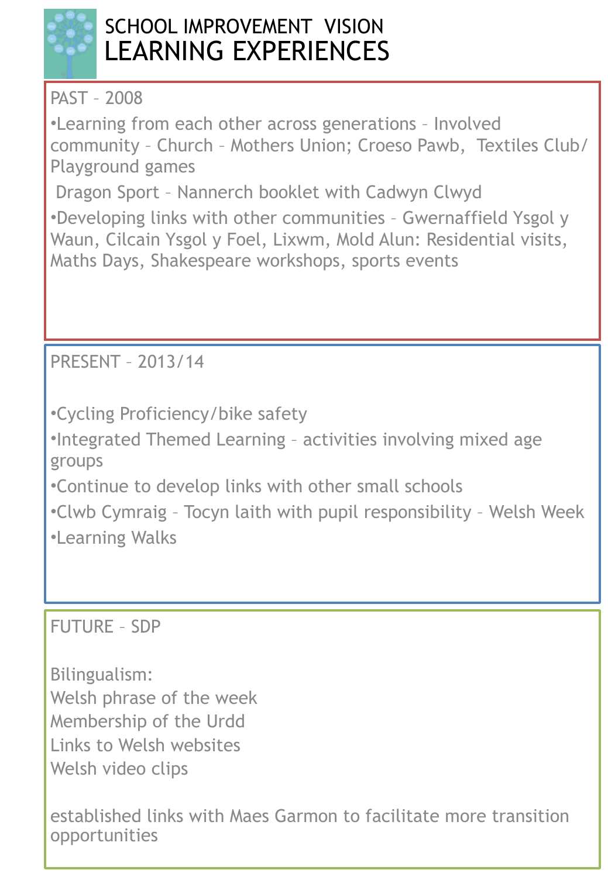# SCHOOL IMPROVEMENT VISION
# LEARNING EXPERIENCES

## PAST – 2008

- Learning from each other across generations – Involved community – Church – Mothers Union; Croeso Pawb, Textiles Club/ Playground games

  Dragon Sport – Nannerch booklet with Cadwyn Clwyd
- Developing links with other communities – Gwernaffield Ysgol y Waun, Cilcain Ysgol y Foel, Lixwm, Mold Alun: Residential visits, Maths Days, Shakespeare workshops, sports events

## PRESENT – 2013/14

- Cycling Proficiency/bike safety
- Integrated Themed Learning – activities involving mixed age groups
- Continue to develop links with other small schools
- Clwb Cymraig – Tocyn laith with pupil responsibility – Welsh Week
- Learning Walks

## FUTURE – SDP

Bilingualism:
Welsh phrase of the week
Membership of the Urdd
Links to Welsh websites
Welsh video clips

established links with Maes Garmon to facilitate more transition opportunities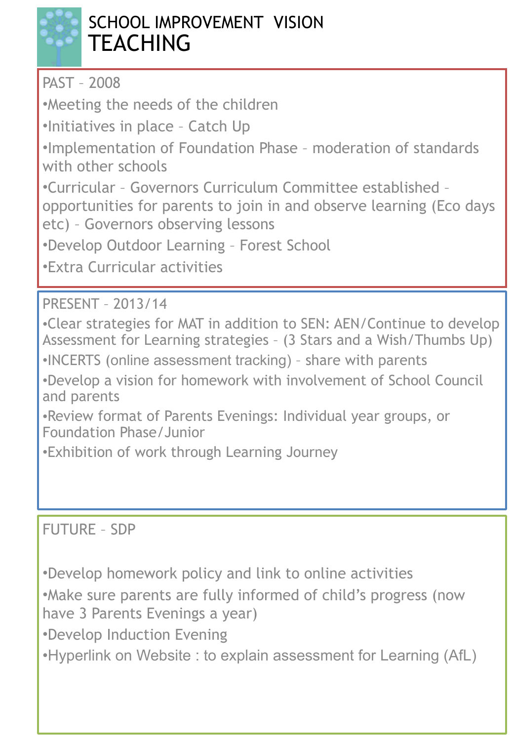# SCHOOL IMPROVEMENT VISION

## TEACHING

### PAST – 2008

- Meeting the needs of the children
- Initiatives in place – Catch Up
- Implementation of Foundation Phase – moderation of standards with other schools
- Curricular – Governors Curriculum Committee established – opportunities for parents to join in and observe learning (Eco days etc) – Governors observing lessons
- Develop Outdoor Learning – Forest School
- Extra Curricular activities

### PRESENT – 2013/14

- Clear strategies for MAT in addition to SEN: AEN/Continue to develop Assessment for Learning strategies – (3 Stars and a Wish/Thumbs Up)
- INCERTS (online assessment tracking) – share with parents
- Develop a vision for homework with involvement of School Council and parents
- Review format of Parents Evenings: Individual year groups, or Foundation Phase/Junior
- Exhibition of work through Learning Journey

### FUTURE – SDP

- Develop homework policy and link to online activities
- Make sure parents are fully informed of child's progress (now have 3 Parents Evenings a year)
- Develop Induction Evening
- Hyperlink on Website : to explain assessment for Learning (AfL)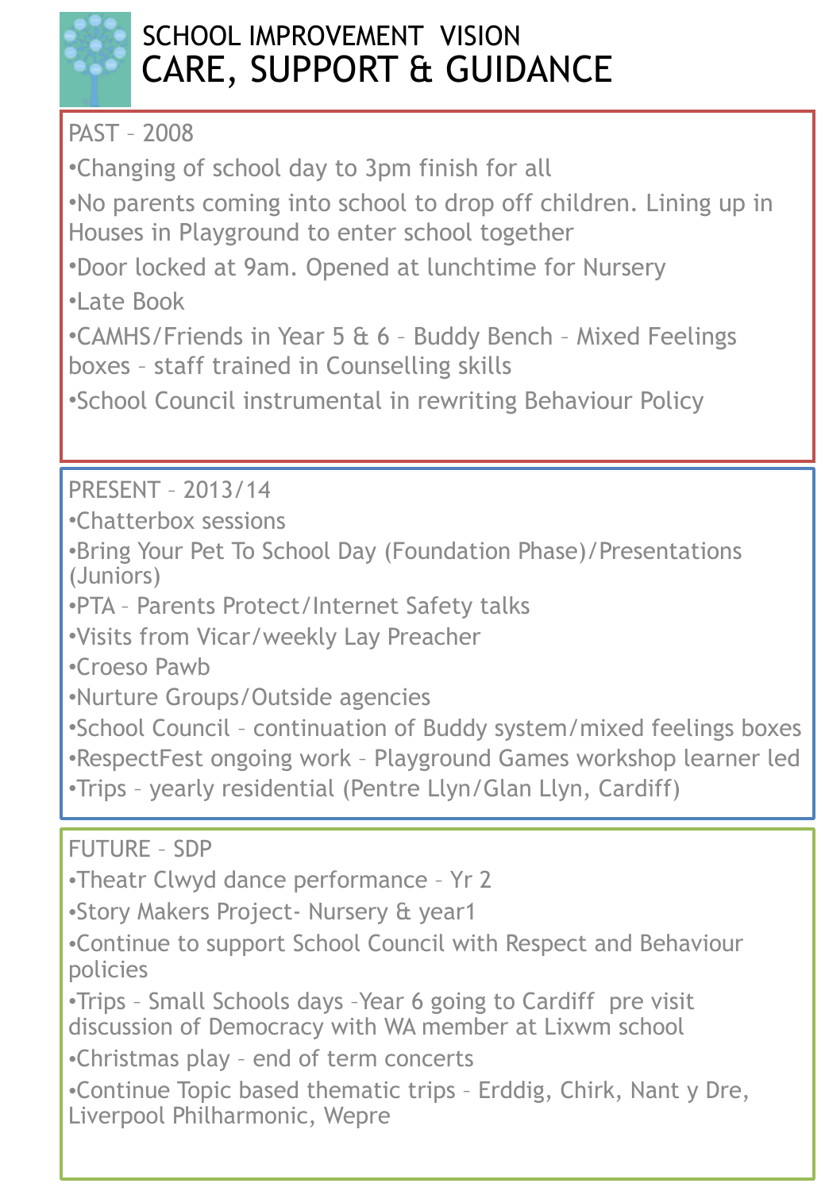# SCHOOL IMPROVEMENT VISION
## CARE, SUPPORT & GUIDANCE

### PAST – 2008

- Changing of school day to 3pm finish for all
- No parents coming into school to drop off children. Lining up in Houses in Playground to enter school together
- Door locked at 9am. Opened at lunchtime for Nursery
- Late Book
- CAMHS/Friends in Year 5 & 6 – Buddy Bench – Mixed Feelings boxes – staff trained in Counselling skills
- School Council instrumental in rewriting Behaviour Policy

### PRESENT – 2013/14

- Chatterbox sessions
- Bring Your Pet To School Day (Foundation Phase)/Presentations (Juniors)
- PTA – Parents Protect/Internet Safety talks
- Visits from Vicar/weekly Lay Preacher
- Croeso Pawb
- Nurture Groups/Outside agencies
- School Council – continuation of Buddy system/mixed feelings boxes
- RespectFest ongoing work – Playground Games workshop learner led
- Trips – yearly residential (Pentre Llyn/Glan Llyn, Cardiff)

### FUTURE – SDP

- Theatr Clwyd dance performance – Yr 2
- Story Makers Project- Nursery & year1
- Continue to support School Council with Respect and Behaviour policies
- Trips – Small Schools days –Year 6 going to Cardiff pre visit discussion of Democracy with WA member at Lixwm school
- Christmas play – end of term concerts
- Continue Topic based thematic trips – Erddig, Chirk, Nant y Dre, Liverpool Philharmonic, Wepre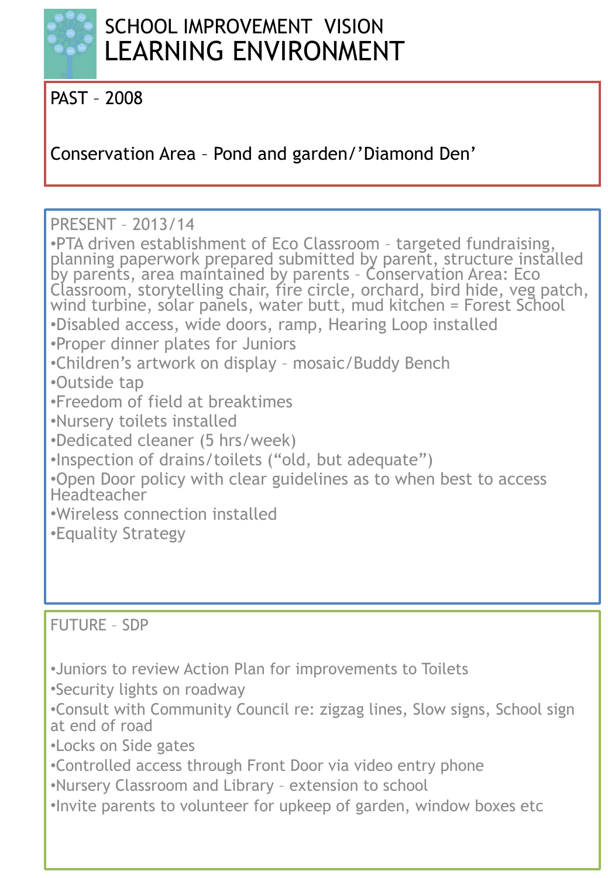# SCHOOL IMPROVEMENT VISION
# LEARNING ENVIRONMENT

## PAST – 2008

Conservation Area – Pond and garden/'Diamond Den'

## PRESENT – 2013/14

- PTA driven establishment of Eco Classroom – targeted fundraising, planning paperwork prepared submitted by parent, structure installed by parents, area maintained by parents – Conservation Area: Eco Classroom, storytelling chair, fire circle, orchard, bird hide, veg patch, wind turbine, solar panels, water butt, mud kitchen = Forest School
- Disabled access, wide doors, ramp, Hearing Loop installed
- Proper dinner plates for Juniors
- Children's artwork on display – mosaic/Buddy Bench
- Outside tap
- Freedom of field at breaktimes
- Nursery toilets installed
- Dedicated cleaner (5 hrs/week)
- Inspection of drains/toilets ("old, but adequate")
- Open Door policy with clear guidelines as to when best to access Headteacher
- Wireless connection installed
- Equality Strategy

## FUTURE – SDP

- Juniors to review Action Plan for improvements to Toilets
- Security lights on roadway
- Consult with Community Council re: zigzag lines, Slow signs, School sign at end of road
- Locks on Side gates
- Controlled access through Front Door via video entry phone
- Nursery Classroom and Library – extension to school
- Invite parents to volunteer for upkeep of garden, window boxes etc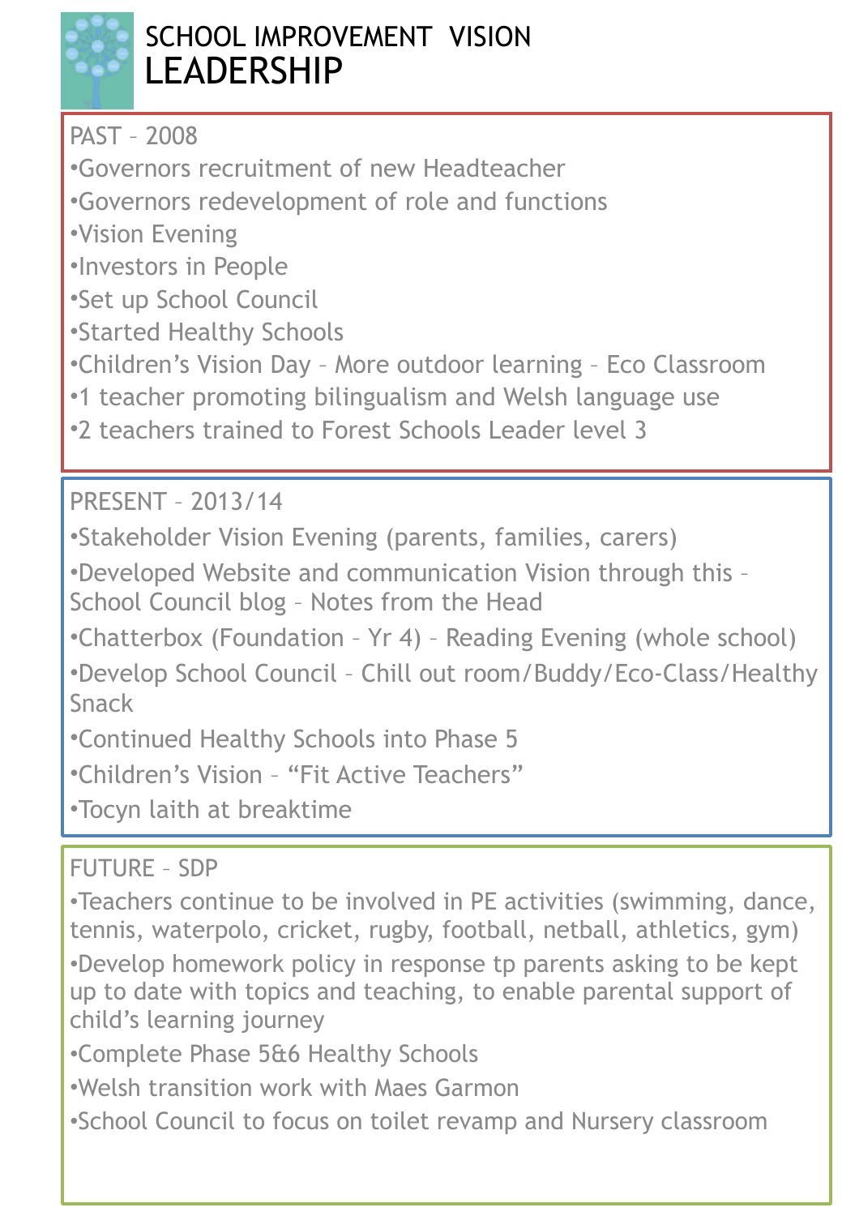# SCHOOL IMPROVEMENT VISION
## LEADERSHIP

### PAST – 2008

- Governors recruitment of new Headteacher
- Governors redevelopment of role and functions
- Vision Evening
- Investors in People
- Set up School Council
- Started Healthy Schools
- Children's Vision Day – More outdoor learning – Eco Classroom
- 1 teacher promoting bilingualism and Welsh language use
- 2 teachers trained to Forest Schools Leader level 3

### PRESENT – 2013/14

- Stakeholder Vision Evening (parents, families, carers)
- Developed Website and communication Vision through this – School Council blog – Notes from the Head
- Chatterbox (Foundation – Yr 4) – Reading Evening (whole school)
- Develop School Council – Chill out room/Buddy/Eco-Class/Healthy Snack
- Continued Healthy Schools into Phase 5
- Children's Vision – "Fit Active Teachers"
- Tocyn Iaith at breaktime

### FUTURE – SDP

- Teachers continue to be involved in PE activities (swimming, dance, tennis, waterpolo, cricket, rugby, football, netball, athletics, gym)
- Develop homework policy in response tp parents asking to be kept up to date with topics and teaching, to enable parental support of child's learning journey
- Complete Phase 5&6 Healthy Schools
- Welsh transition work with Maes Garmon
- School Council to focus on toilet revamp and Nursery classroom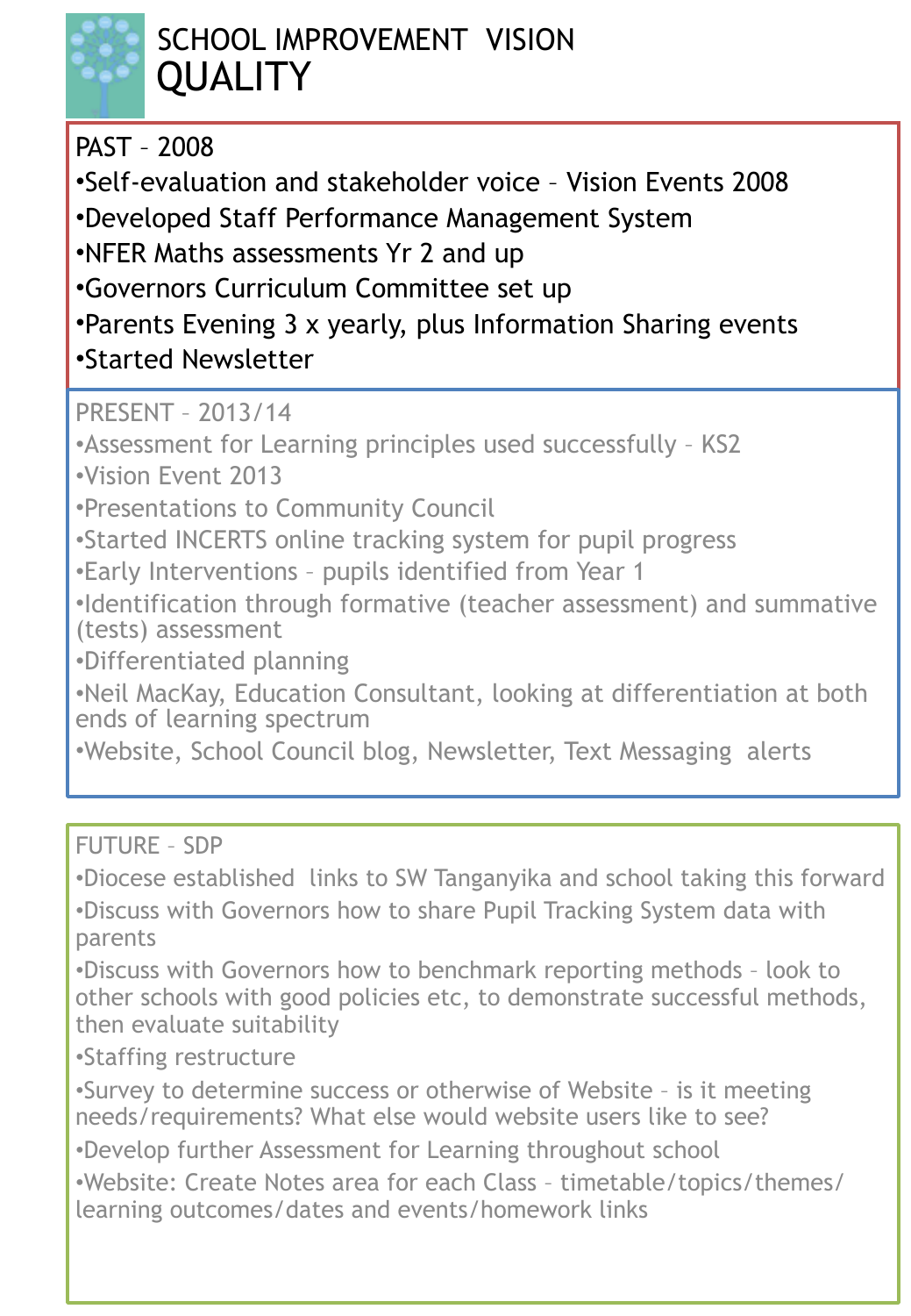# SCHOOL IMPROVEMENT VISION
# QUALITY

## PAST – 2008

- Self-evaluation and stakeholder voice – Vision Events 2008
- Developed Staff Performance Management System
- NFER Maths assessments Yr 2 and up
- Governors Curriculum Committee set up
- Parents Evening 3 x yearly, plus Information Sharing events
- Started Newsletter

## PRESENT – 2013/14

- Assessment for Learning principles used successfully – KS2
- Vision Event 2013
- Presentations to Community Council
- Started INCERTS online tracking system for pupil progress
- Early Interventions – pupils identified from Year 1
- Identification through formative (teacher assessment) and summative (tests) assessment
- Differentiated planning
- Neil MacKay, Education Consultant, looking at differentiation at both ends of learning spectrum
- Website, School Council blog, Newsletter, Text Messaging alerts

## FUTURE – SDP

- Diocese established links to SW Tanganyika and school taking this forward
- Discuss with Governors how to share Pupil Tracking System data with parents
- Discuss with Governors how to benchmark reporting methods – look to other schools with good policies etc, to demonstrate successful methods, then evaluate suitability
- Staffing restructure
- Survey to determine success or otherwise of Website – is it meeting needs/requirements? What else would website users like to see?
- Develop further Assessment for Learning throughout school
- Website: Create Notes area for each Class – timetable/topics/themes/learning outcomes/dates and events/homework links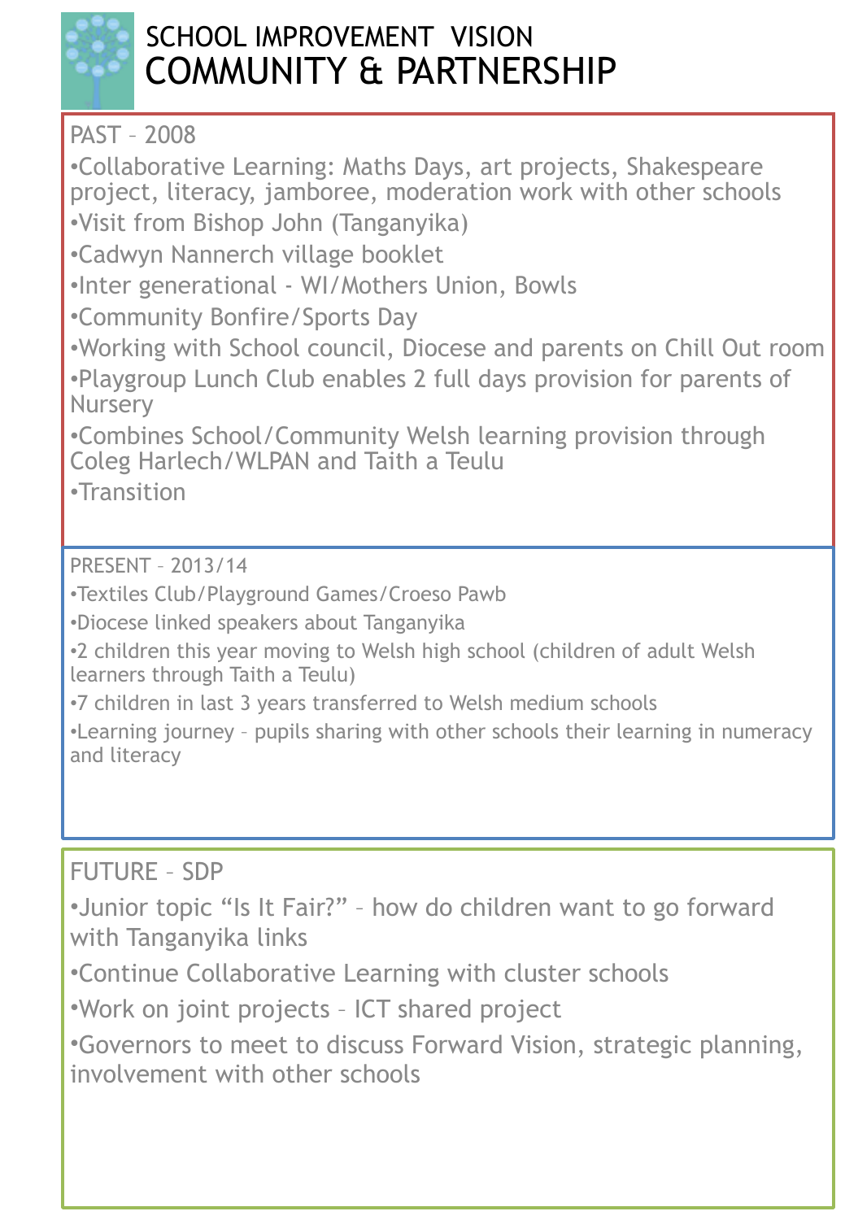# SCHOOL IMPROVEMENT VISION
# COMMUNITY & PARTNERSHIP

## PAST – 2008

- Collaborative Learning: Maths Days, art projects, Shakespeare project, literacy, jamboree, moderation work with other schools
- Visit from Bishop John (Tanganyika)
- Cadwyn Nannerch village booklet
- Inter generational - WI/Mothers Union, Bowls
- Community Bonfire/Sports Day
- Working with School council, Diocese and parents on Chill Out room
- Playgroup Lunch Club enables 2 full days provision for parents of Nursery
- Combines School/Community Welsh learning provision through Coleg Harlech/WLPAN and Taith a Teulu
- Transition

## PRESENT – 2013/14

- Textiles Club/Playground Games/Croeso Pawb
- Diocese linked speakers about Tanganyika
- 2 children this year moving to Welsh high school (children of adult Welsh learners through Taith a Teulu)
- 7 children in last 3 years transferred to Welsh medium schools
- Learning journey – pupils sharing with other schools their learning in numeracy and literacy

## FUTURE – SDP

- Junior topic "Is It Fair?" – how do children want to go forward with Tanganyika links
- Continue Collaborative Learning with cluster schools
- Work on joint projects – ICT shared project
- Governors to meet to discuss Forward Vision, strategic planning, involvement with other schools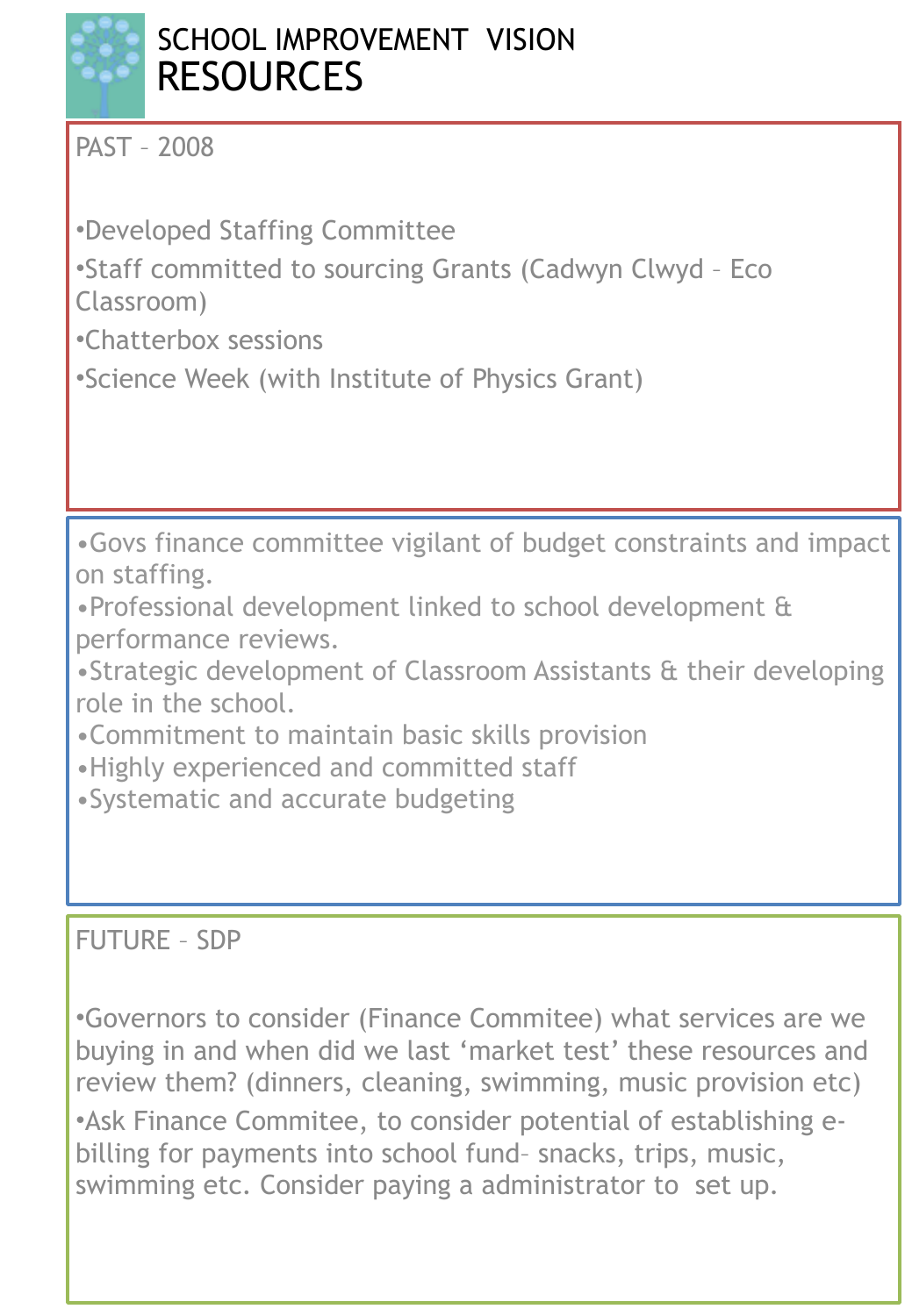# SCHOOL IMPROVEMENT VISION
## RESOURCES

PAST – 2008

- Developed Staffing Committee
- Staff committed to sourcing Grants (Cadwyn Clwyd – Eco Classroom)
- Chatterbox sessions
- Science Week (with Institute of Physics Grant)

---

- Govs finance committee vigilant of budget constraints and impact on staffing.
- Professional development linked to school development & performance reviews.
- Strategic development of Classroom Assistants & their developing role in the school.
- Commitment to maintain basic skills provision
- Highly experienced and committed staff
- Systematic and accurate budgeting

---

FUTURE – SDP

- Governors to consider (Finance Commitee) what services are we buying in and when did we last 'market test' these resources and review them? (dinners, cleaning, swimming, music provision etc)
- Ask Finance Commitee, to consider potential of establishing e-billing for payments into school fund– snacks, trips, music, swimming etc. Consider paying a administrator to set up.